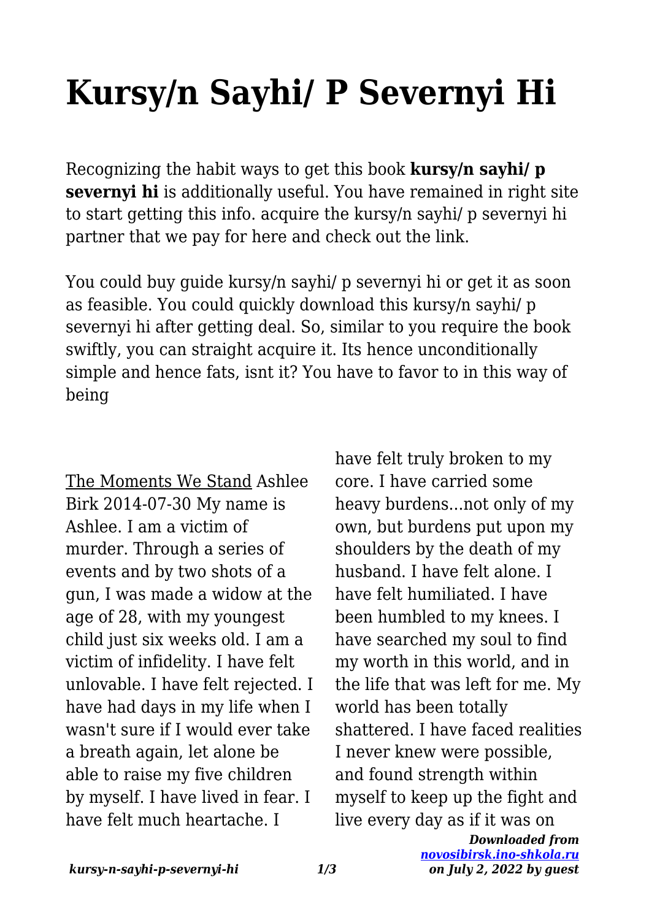# Kursy/n Sayhi/ P Severnyi Hi

Recognizing the habit ways to get this book **kursy/n sayhi/ p severnyi hi** is additionally useful. You have remained in right site to start getting this info. acquire the kursy/n sayhi/ p severnyi hi partner that we pay for here and check out the link.

You could buy guide kursy/n sayhi/ p severnyi hi or get it as soon as feasible. You could quickly download this kursy/n sayhi/ p severnyi hi after getting deal. So, similar to you require the book swiftly, you can straight acquire it. Its hence unconditionally simple and hence fats, isnt it? You have to favor to in this way of being

The Moments We Stand Ashlee Birk 2014-07-30 My name is Ashlee. I am a victim of murder. Through a series of events and by two shots of a gun, I was made a widow at the age of 28, with my youngest child just six weeks old. I am a victim of infidelity. I have felt unlovable. I have felt rejected. I have had days in my life when I wasn't sure if I would ever take a breath again, let alone be able to raise my five children by myself. I have lived in fear. I have felt much heartache. I have felt truly broken to my core. I have carried some heavy burdens...not only of my own, but burdens put upon my shoulders by the death of my husband. I have felt alone. I have felt humiliated. I have been humbled to my knees. I have searched my soul to find my worth in this world, and in the life that was left for me. My world has been totally shattered. I have faced realities I never knew were possible, and found strength within myself to keep up the fight and live every day as if it was on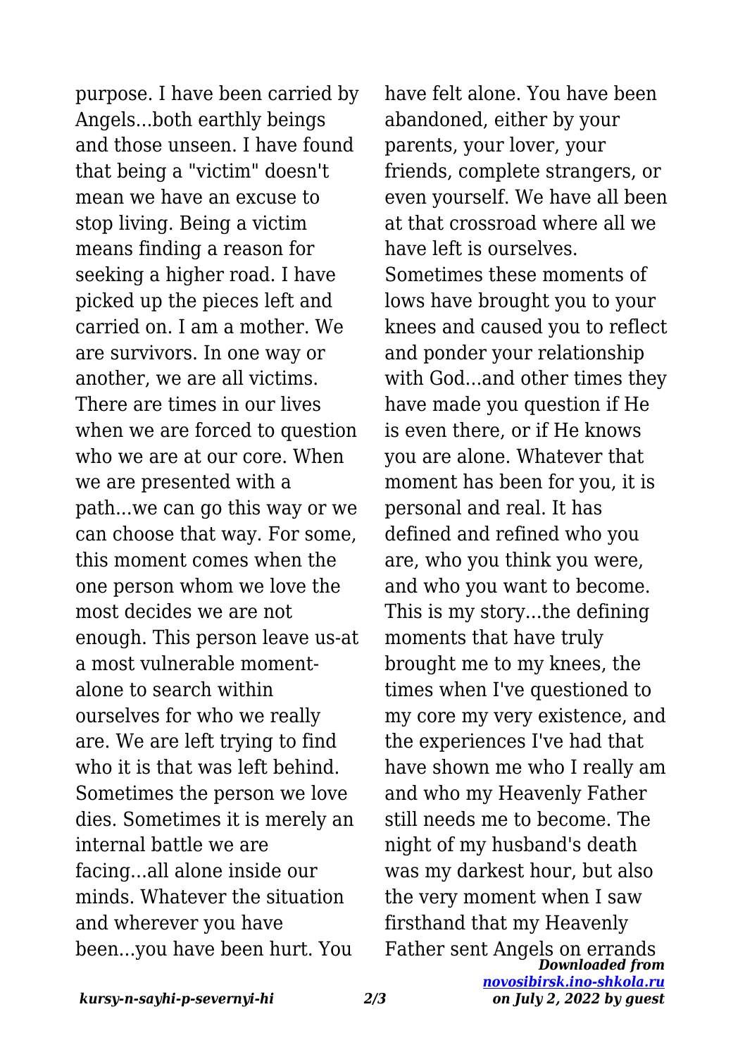purpose. I have been carried by Angels...both earthly beings and those unseen. I have found that being a "victim" doesn't mean we have an excuse to stop living. Being a victim means finding a reason for seeking a higher road. I have picked up the pieces left and carried on. I am a mother. We are survivors. In one way or another, we are all victims. There are times in our lives when we are forced to question who we are at our core. When we are presented with a path...we can go this way or we can choose that way. For some, this moment comes when the one person whom we love the most decides we are not enough. This person leave us-at a most vulnerable moment-alone to search within ourselves for who we really are. We are left trying to find who it is that was left behind. Sometimes the person we love dies. Sometimes it is merely an internal battle we are facing...all alone inside our minds. Whatever the situation and wherever you have been...you have been hurt. You have felt alone. You have been abandoned, either by your parents, your lover, your friends, complete strangers, or even yourself. We have all been at that crossroad where all we have left is ourselves. Sometimes these moments of lows have brought you to your knees and caused you to reflect and ponder your relationship with God...and other times they have made you question if He is even there, or if He knows you are alone. Whatever that moment has been for you, it is personal and real. It has defined and refined who you are, who you think you were, and who you want to become. This is my story...the defining moments that have truly brought me to my knees, the times when I've questioned to my core my very existence, and the experiences I've had that have shown me who I really am and who my Heavenly Father still needs me to become. The night of my husband's death was my darkest hour, but also the very moment when I saw firsthand that my Heavenly Father sent Angels on errands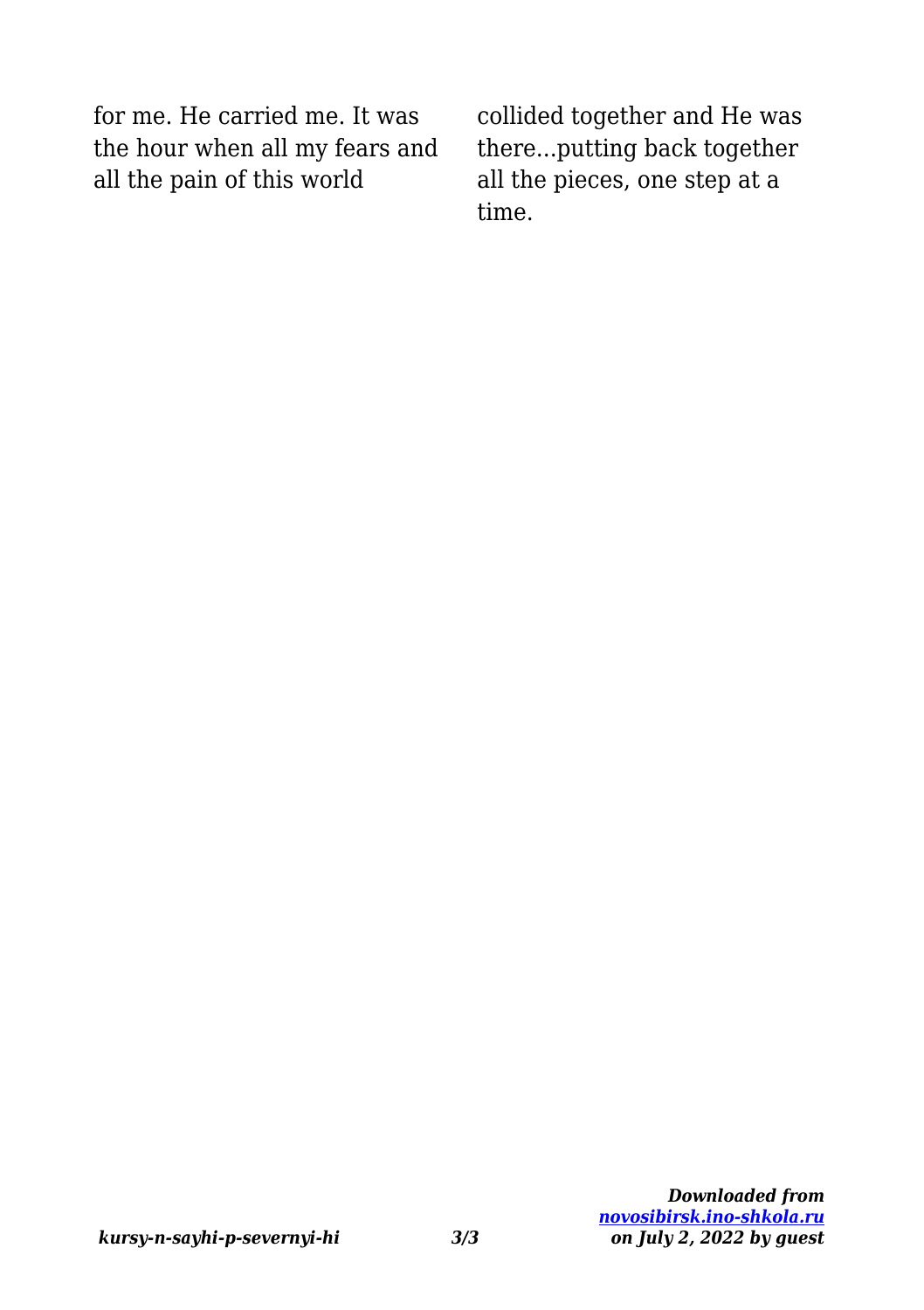for me. He carried me. It was the hour when all my fears and all the pain of this world collided together and He was there…putting back together all the pieces, one step at a time.